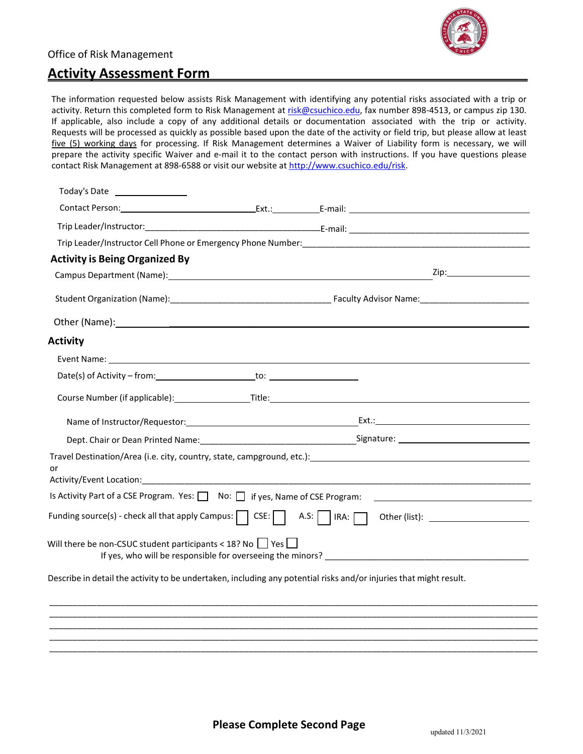Office of Risk Management

# Activity Assessment Form

The information requested below assists Risk Management with identifying any potential risks associated with a trip or activity. Return this completed form to Risk Management at risk@csuchico.edu, fax number 898-4513, or campus zip 130. If applicable, also include a copy of any additional details or documentation associated with the trip or activity. Requests will be processed as quickly as possible based upon the date of the activity or field trip, but please allow at least five (5) working days for processing. If Risk Management determines a Waiver of Liability form is necessary, we will prepare the activity specific Waiver and e-mail it to the contact person with instructions. If you have questions please contact Risk Management at 898-6588 or visit our website at http://www.csuchico.edu/risk.

Today's Date ______________

Contact Person: ___________________________ Ext.: __________ E-mail: ______________________________________

Trip Leader/Instructor: ___________________________________ E-mail: ______________________________________

Trip Leader/Instructor Cell Phone or Emergency Phone Number: ________________________________________________

## Activity is Being Organized By

Campus Department (Name): __________________________________________________ Zip: ________________

Student Organization (Name): _________________________________ Faculty Advisor Name: ______________________

Other (Name): ______________________________________________________________________________

## Activity

Event Name: ______________________________________________________________________________

Date(s) of Activity – from: ____________________ to: __________________

Course Number (if applicable): _______________ Title: _____________________________________________________

Name of Instructor/Requestor: ________________________________ Ext.: ____________________________

Dept. Chair or Dean Printed Name: ______________________________ Signature: ________________________

Travel Destination/Area (i.e. city, country, state, campground, etc.): ______________________________________________
or
Activity/Event Location: ______________________________________________________________________________

Is Activity Part of a CSE Program. Yes: ☐ No: ☐ if yes, Name of CSE Program: ______________________________

Funding source(s) - check all that apply Campus: ☐ CSE: ☐ A.S: ☐ IRA: ☐ Other (list): ____________________

Will there be non-CSUC student participants < 18? No ☐ Yes ☐
If yes, who will be responsible for overseeing the minors? ________________________________________

Describe in detail the activity to be undertaken, including any potential risks and/or injuries that might result.

______________________________________________________________________________________________
______________________________________________________________________________________________
______________________________________________________________________________________________
______________________________________________________________________________________________
______________________________________________________________________________________________

**Please Complete Second Page**

updated 11/3/2021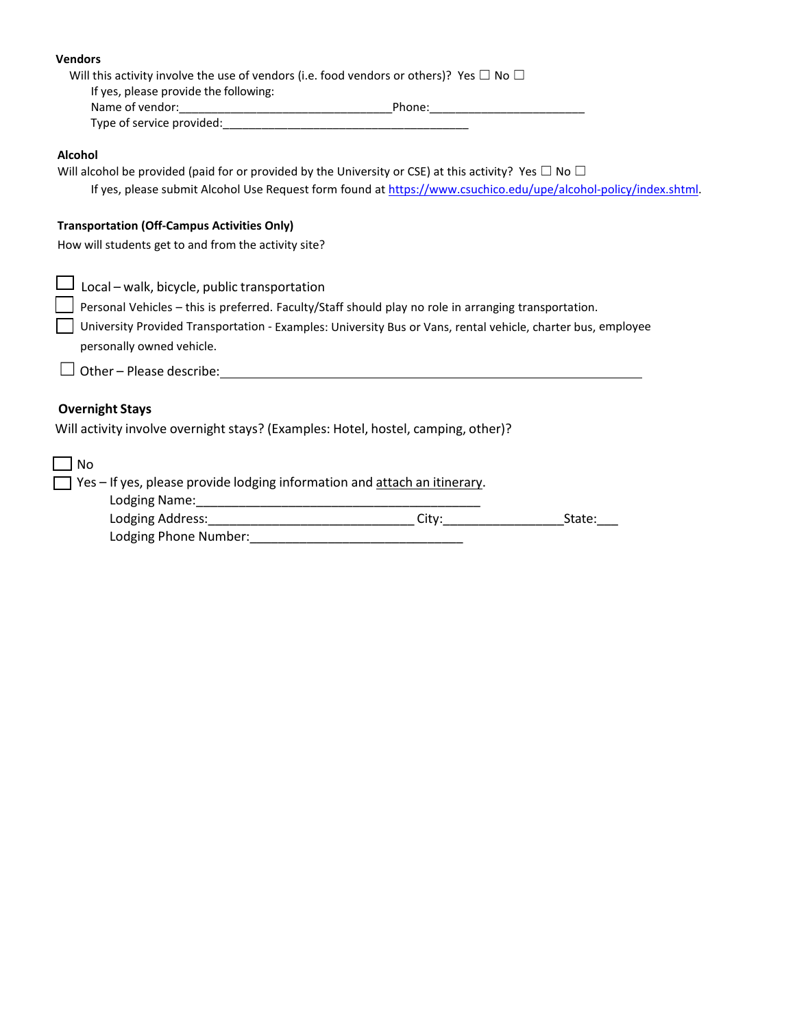**Vendors**

Will this activity involve the use of vendors (i.e. food vendors or others)? Yes ☐ No ☐

If yes, please provide the following:

Name of vendor:_________________________________Phone:________________________

Type of service provided:______________________________________

**Alcohol**

Will alcohol be provided (paid for or provided by the University or CSE) at this activity? Yes ☐ No ☐

If yes, please submit Alcohol Use Request form found at https://www.csuchico.edu/upe/alcohol-policy/index.shtml.

**Transportation (Off-Campus Activities Only)**

How will students get to and from the activity site?

☐ Local – walk, bicycle, public transportation

☐ Personal Vehicles – this is preferred. Faculty/Staff should play no role in arranging transportation.

☐ University Provided Transportation - Examples: University Bus or Vans, rental vehicle, charter bus, employee personally owned vehicle.

☐ Other – Please describe:________________________________________________________________

**Overnight Stays**

Will activity involve overnight stays? (Examples: Hotel, hostel, camping, other)?

☐ No

☐ Yes – If yes, please provide lodging information and attach an itinerary.

Lodging Name:________________________________________

Lodging Address:_____________________________ City:_________________State:___

Lodging Phone Number:______________________________